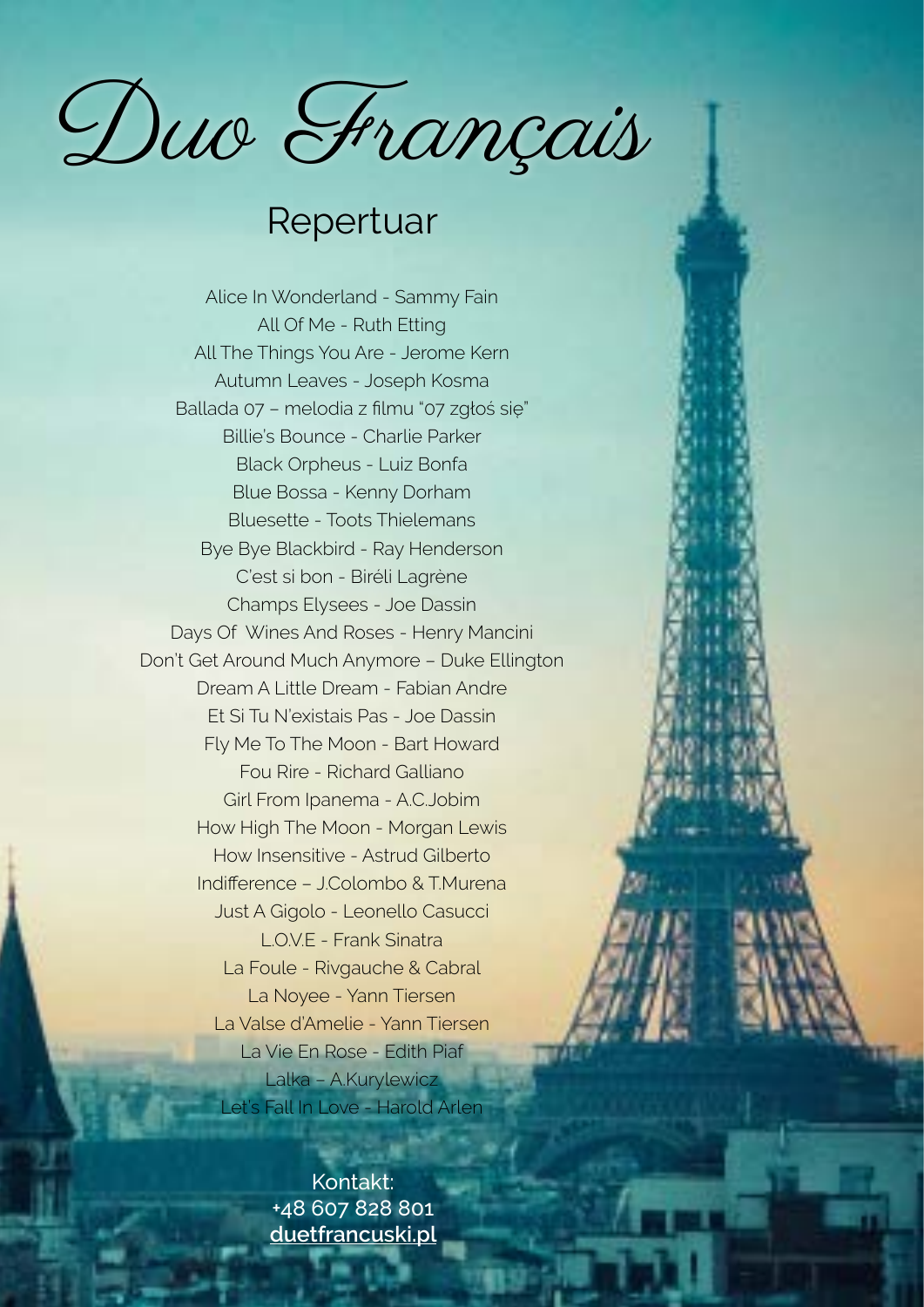# Duo Français

## Repertuar

Alice In Wonderland - Sammy Fain
All Of Me - Ruth Etting
All The Things You Are - Jerome Kern
Autumn Leaves - Joseph Kosma
Ballada 07 – melodia z filmu "07 zgłoś się"
Billie's Bounce - Charlie Parker
Black Orpheus - Luiz Bonfa
Blue Bossa - Kenny Dorham
Bluesette - Toots Thielemans
Bye Bye Blackbird - Ray Henderson
C'est si bon - Biréli Lagrène
Champs Elysees - Joe Dassin
Days Of Wines And Roses - Henry Mancini
Don't Get Around Much Anymore – Duke Ellington
Dream A Little Dream - Fabian Andre
Et Si Tu N'existais Pas - Joe Dassin
Fly Me To The Moon - Bart Howard
Fou Rire - Richard Galliano
Girl From Ipanema - A.C.Jobim
How High The Moon - Morgan Lewis
How Insensitive - Astrud Gilberto
Indifference – J.Colombo & T.Murena
Just A Gigolo - Leonello Casucci
L.O.V.E - Frank Sinatra
La Foule - Rivgauche & Cabral
La Noyee - Yann Tiersen
La Valse d'Amelie - Yann Tiersen
La Vie En Rose - Edith Piaf
Lalka – A.Kurylewicz
Let's Fall In Love - Harold Arlen

Kontakt:
+48 607 828 801
duetfrancuski.pl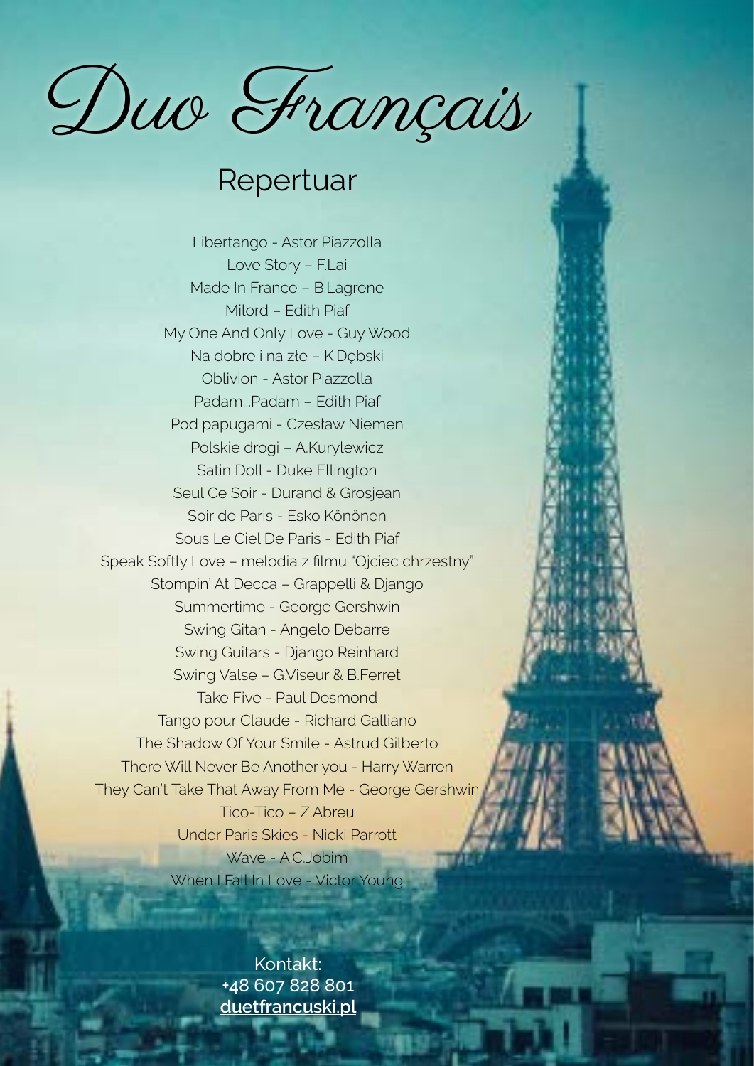# Duo Français

## Repertuar

Libertango - Astor Piazzolla
Love Story – F.Lai
Made In France – B.Lagrene
Milord – Edith Piaf
My One And Only Love - Guy Wood
Na dobre i na złe – K.Dębski
Oblivion - Astor Piazzolla
Padam...Padam – Edith Piaf
Pod papugami - Czesław Niemen
Polskie drogi – A.Kurylewicz
Satin Doll - Duke Ellington
Seul Ce Soir - Durand & Grosjean
Soir de Paris - Esko Könönen
Sous Le Ciel De Paris - Edith Piaf
Speak Softly Love – melodia z filmu "Ojciec chrzestny"
Stompin' At Decca – Grappelli & Django
Summertime - George Gershwin
Swing Gitan - Angelo Debarre
Swing Guitars - Django Reinhard
Swing Valse – G.Viseur & B.Ferret
Take Five - Paul Desmond
Tango pour Claude - Richard Galliano
The Shadow Of Your Smile - Astrud Gilberto
There Will Never Be Another you - Harry Warren
They Can't Take That Away From Me - George Gershwin
Tico-Tico – Z.Abreu
Under Paris Skies - Nicki Parrott
Wave - A.C.Jobim
When I Fall In Love - Victor Young

Kontakt:
+48 607 828 801
**duetfrancuski.pl**